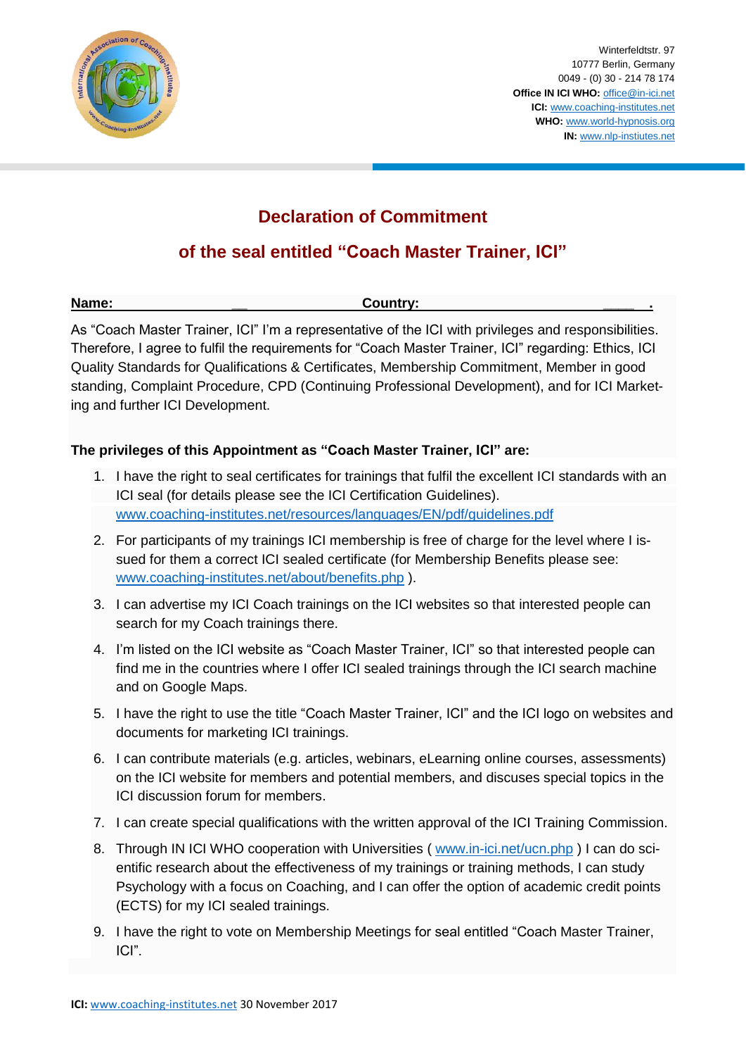Winterfeldtstr. 97
10777 Berlin, Germany
0049 - (0) 30 - 214 78 174
**Office IN ICI WHO:** office@in-ici.net
**ICI:** www.coaching-institutes.net
**WHO:** www.world-hypnosis.org
**IN:** www.nlp-instiutes.net

# Declaration of Commitment

## of the seal entitled "Coach Master Trainer, ICI"

**Name:** ______________________ **Country:** ______________________.

As "Coach Master Trainer, ICI" I'm a representative of the ICI with privileges and responsibilities. Therefore, I agree to fulfil the requirements for "Coach Master Trainer, ICI" regarding: Ethics, ICI Quality Standards for Qualifications & Certificates, Membership Commitment, Member in good standing, Complaint Procedure, CPD (Continuing Professional Development), and for ICI Marketing and further ICI Development.

**The privileges of this Appointment as "Coach Master Trainer, ICI" are:**

1. I have the right to seal certificates for trainings that fulfil the excellent ICI standards with an ICI seal (for details please see the ICI Certification Guidelines). www.coaching-institutes.net/resources/languages/EN/pdf/guidelines.pdf
2. For participants of my trainings ICI membership is free of charge for the level where I issued for them a correct ICI sealed certificate (for Membership Benefits please see: www.coaching-institutes.net/about/benefits.php ).
3. I can advertise my ICI Coach trainings on the ICI websites so that interested people can search for my Coach trainings there.
4. I'm listed on the ICI website as "Coach Master Trainer, ICI" so that interested people can find me in the countries where I offer ICI sealed trainings through the ICI search machine and on Google Maps.
5. I have the right to use the title "Coach Master Trainer, ICI" and the ICI logo on websites and documents for marketing ICI trainings.
6. I can contribute materials (e.g. articles, webinars, eLearning online courses, assessments) on the ICI website for members and potential members, and discuses special topics in the ICI discussion forum for members.
7. I can create special qualifications with the written approval of the ICI Training Commission.
8. Through IN ICI WHO cooperation with Universities ( www.in-ici.net/ucn.php ) I can do scientific research about the effectiveness of my trainings or training methods, I can study Psychology with a focus on Coaching, and I can offer the option of academic credit points (ECTS) for my ICI sealed trainings.
9. I have the right to vote on Membership Meetings for seal entitled "Coach Master Trainer, ICI".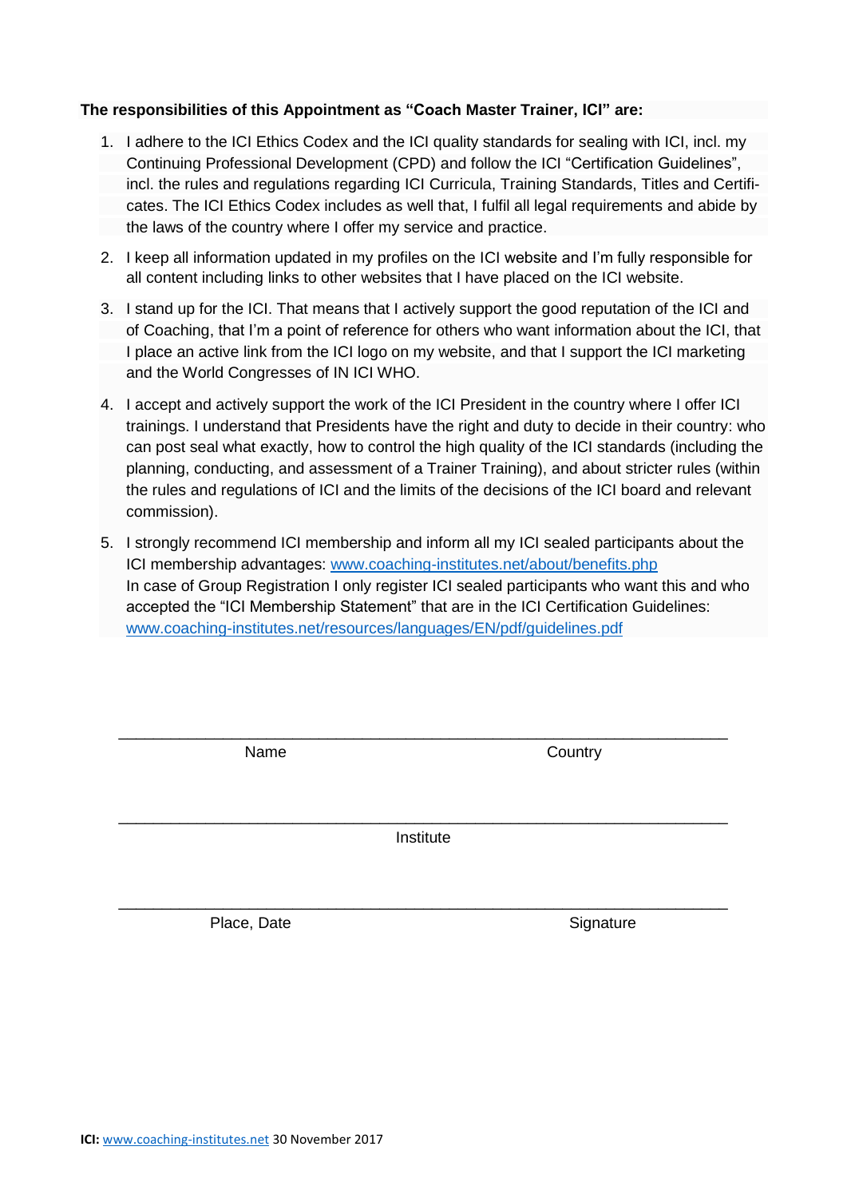**The responsibilities of this Appointment as "Coach Master Trainer, ICI" are:**

1. I adhere to the ICI Ethics Codex and the ICI quality standards for sealing with ICI, incl. my Continuing Professional Development (CPD) and follow the ICI "Certification Guidelines", incl. the rules and regulations regarding ICI Curricula, Training Standards, Titles and Certificates. The ICI Ethics Codex includes as well that, I fulfil all legal requirements and abide by the laws of the country where I offer my service and practice.
2. I keep all information updated in my profiles on the ICI website and I'm fully responsible for all content including links to other websites that I have placed on the ICI website.
3. I stand up for the ICI. That means that I actively support the good reputation of the ICI and of Coaching, that I'm a point of reference for others who want information about the ICI, that I place an active link from the ICI logo on my website, and that I support the ICI marketing and the World Congresses of IN ICI WHO.
4. I accept and actively support the work of the ICI President in the country where I offer ICI trainings. I understand that Presidents have the right and duty to decide in their country: who can post seal what exactly, how to control the high quality of the ICI standards (including the planning, conducting, and assessment of a Trainer Training), and about stricter rules (within the rules and regulations of ICI and the limits of the decisions of the ICI board and relevant commission).
5. I strongly recommend ICI membership and inform all my ICI sealed participants about the ICI membership advantages: www.coaching-institutes.net/about/benefits.php
   In case of Group Registration I only register ICI sealed participants who want this and who accepted the "ICI Membership Statement" that are in the ICI Certification Guidelines: www.coaching-institutes.net/resources/languages/EN/pdf/guidelines.pdf

\_\_\_\_\_\_\_\_\_\_\_\_\_\_\_\_\_\_\_\_\_\_\_\_\_\_\_\_\_\_\_\_\_\_\_\_\_\_\_\_\_\_\_\_\_\_\_\_\_\_\_\_\_\_\_\_\_\_\_\_\_\_\_\_

Name Country

\_\_\_\_\_\_\_\_\_\_\_\_\_\_\_\_\_\_\_\_\_\_\_\_\_\_\_\_\_\_\_\_\_\_\_\_\_\_\_\_\_\_\_\_\_\_\_\_\_\_\_\_\_\_\_\_\_\_\_\_\_\_\_\_

Institute

\_\_\_\_\_\_\_\_\_\_\_\_\_\_\_\_\_\_\_\_\_\_\_\_\_\_\_\_\_\_\_\_\_\_\_\_\_\_\_\_\_\_\_\_\_\_\_\_\_\_\_\_\_\_\_\_\_\_\_\_\_\_\_\_

Place, Date Signature